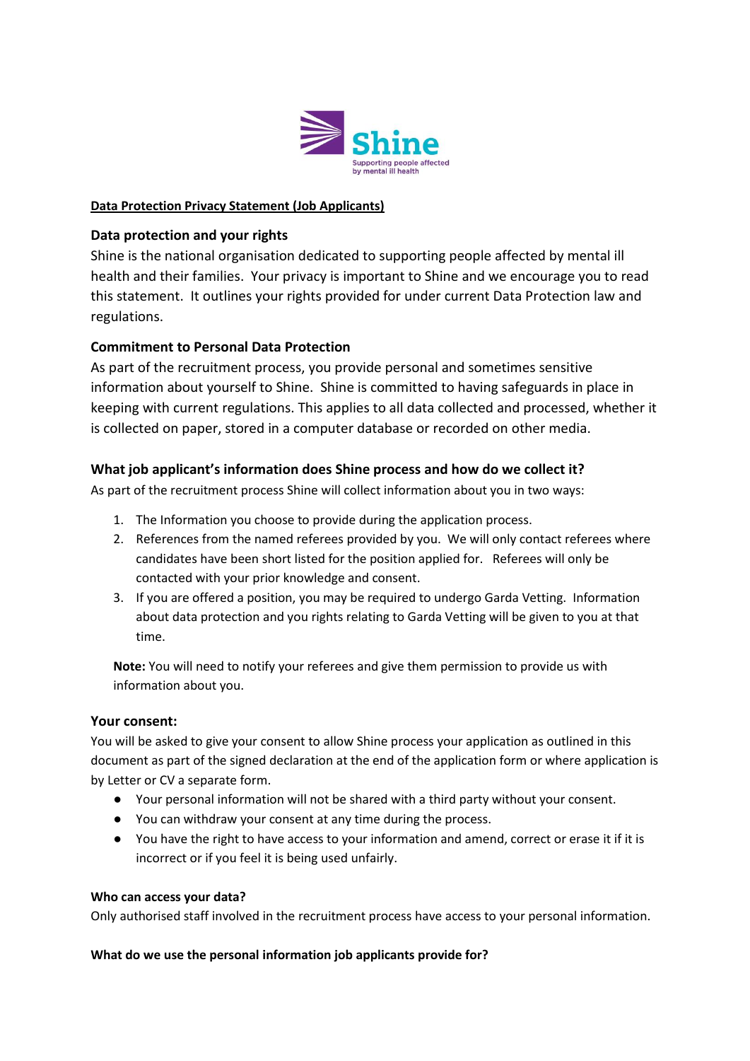Shine

Supporting people affected by mental ill health

**Data Protection Privacy Statement (Job Applicants)**

## Data protection and your rights

Shine is the national organisation dedicated to supporting people affected by mental ill health and their families. Your privacy is important to Shine and we encourage you to read this statement. It outlines your rights provided for under current Data Protection law and regulations.

## Commitment to Personal Data Protection

As part of the recruitment process, you provide personal and sometimes sensitive information about yourself to Shine. Shine is committed to having safeguards in place in keeping with current regulations. This applies to all data collected and processed, whether it is collected on paper, stored in a computer database or recorded on other media.

## What job applicant's information does Shine process and how do we collect it?

As part of the recruitment process Shine will collect information about you in two ways:

1. The Information you choose to provide during the application process.
2. References from the named referees provided by you. We will only contact referees where candidates have been short listed for the position applied for. Referees will only be contacted with your prior knowledge and consent.
3. If you are offered a position, you may be required to undergo Garda Vetting. Information about data protection and you rights relating to Garda Vetting will be given to you at that time.

**Note:** You will need to notify your referees and give them permission to provide us with information about you.

### Your consent:

You will be asked to give your consent to allow Shine process your application as outlined in this document as part of the signed declaration at the end of the application form or where application is by Letter or CV a separate form.

- Your personal information will not be shared with a third party without your consent.
- You can withdraw your consent at any time during the process.
- You have the right to have access to your information and amend, correct or erase it if it is incorrect or if you feel it is being used unfairly.

### Who can access your data?

Only authorised staff involved in the recruitment process have access to your personal information.

### What do we use the personal information job applicants provide for?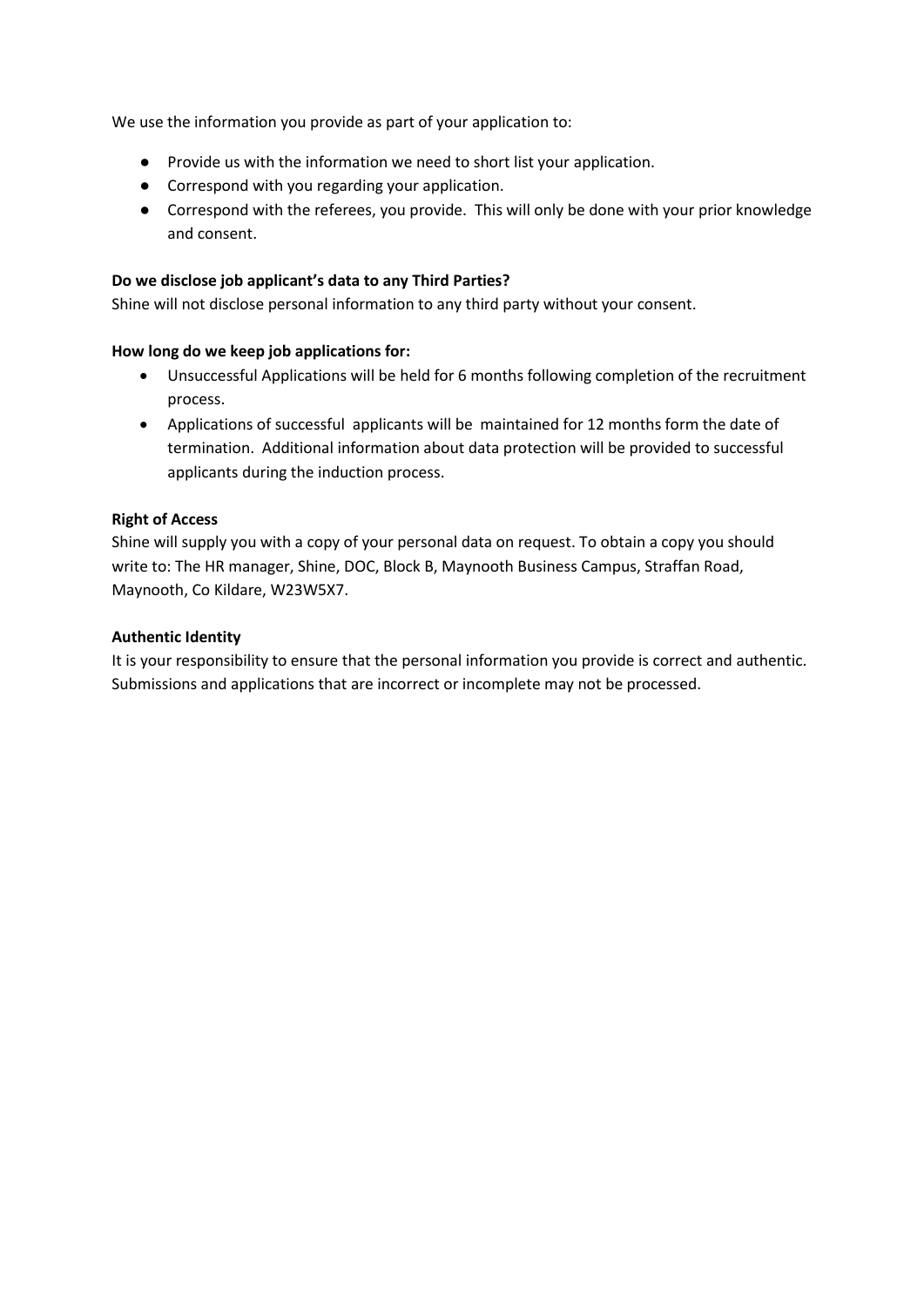We use the information you provide as part of your application to:

- Provide us with the information we need to short list your application.
- Correspond with you regarding your application.
- Correspond with the referees, you provide. This will only be done with your prior knowledge and consent.

**Do we disclose job applicant's data to any Third Parties?**

Shine will not disclose personal information to any third party without your consent.

**How long do we keep job applications for:**

- Unsuccessful Applications will be held for 6 months following completion of the recruitment process.
- Applications of successful applicants will be maintained for 12 months form the date of termination. Additional information about data protection will be provided to successful applicants during the induction process.

**Right of Access**

Shine will supply you with a copy of your personal data on request. To obtain a copy you should write to: The HR manager, Shine, DOC, Block B, Maynooth Business Campus, Straffan Road, Maynooth, Co Kildare, W23W5X7.

**Authentic Identity**

It is your responsibility to ensure that the personal information you provide is correct and authentic. Submissions and applications that are incorrect or incomplete may not be processed.